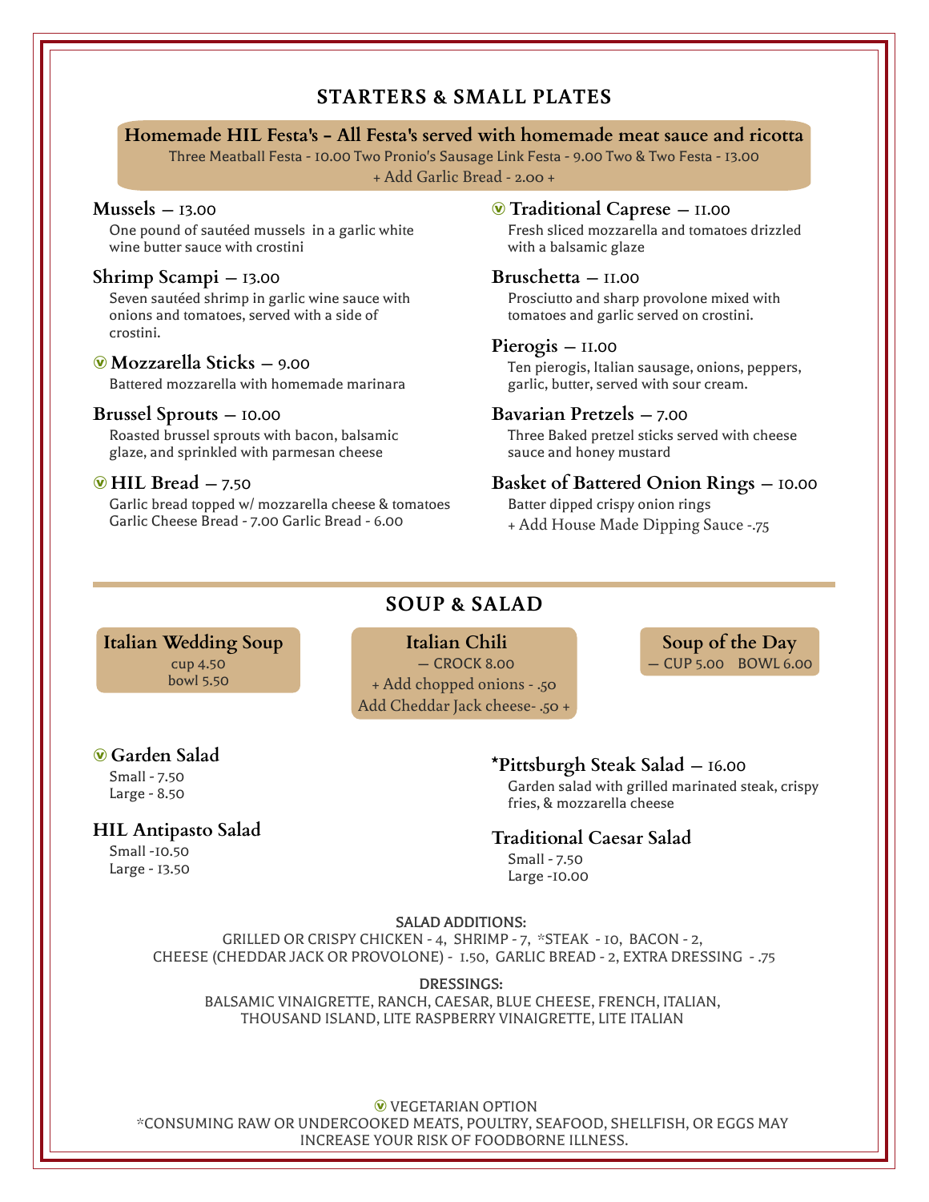## STARTERS & SMALL PLATES

### Homemade HIL Festa's – All Festa's served with homemade meat sauce and ricotta

Three Meatball Festa - 10.00 Two Pronio's Sausage Link Festa - 9.00 Two & Two Festa - 13.00

+ Add Garlic Bread - 2.00 +

**Mussels — 13.00**
One pound of sautéed mussels in a garlic white wine butter sauce with crostini

**Shrimp Scampi — 13.00**
Seven sautéed shrimp in garlic wine sauce with onions and tomatoes, served with a side of crostini.

Ⓥ **Mozzarella Sticks — 9.00**
Battered mozzarella with homemade marinara

**Brussel Sprouts — 10.00**
Roasted brussel sprouts with bacon, balsamic glaze, and sprinkled with parmesan cheese

Ⓥ **HIL Bread — 7.50**
Garlic bread topped w/ mozzarella cheese & tomatoes
Garlic Cheese Bread - 7.00 Garlic Bread - 6.00

Ⓥ **Traditional Caprese — 11.00**
Fresh sliced mozzarella and tomatoes drizzled with a balsamic glaze

**Bruschetta — 11.00**
Prosciutto and sharp provolone mixed with tomatoes and garlic served on crostini.

**Pierogis — 11.00**
Ten pierogis, Italian sausage, onions, peppers, garlic, butter, served with sour cream.

**Bavarian Pretzels — 7.00**
Three Baked pretzel sticks served with cheese sauce and honey mustard

**Basket of Battered Onion Rings — 10.00**
Batter dipped crispy onion rings
+ Add House Made Dipping Sauce -.75

## SOUP & SALAD

**Italian Wedding Soup**
cup 4.50
bowl 5.50

**Italian Chili**
— CROCK 8.00
+ Add chopped onions - .50
Add Cheddar Jack cheese- .50 +

**Soup of the Day**
— CUP 5.00 BOWL 6.00

Ⓥ **Garden Salad**
Small - 7.50
Large - 8.50

**HIL Antipasto Salad**
Small -10.50
Large - 13.50

***Pittsburgh Steak Salad — 16.00**
Garden salad with grilled marinated steak, crispy fries, & mozzarella cheese

**Traditional Caesar Salad**
Small - 7.50
Large -10.00

SALAD ADDITIONS:
GRILLED OR CRISPY CHICKEN - 4, SHRIMP - 7, *STEAK - 10, BACON - 2,
CHEESE (CHEDDAR JACK OR PROVOLONE) - 1.50, GARLIC BREAD - 2, EXTRA DRESSING - .75

DRESSINGS:
BALSAMIC VINAIGRETTE, RANCH, CAESAR, BLUE CHEESE, FRENCH, ITALIAN,
THOUSAND ISLAND, LITE RASPBERRY VINAIGRETTE, LITE ITALIAN

Ⓥ VEGETARIAN OPTION
*CONSUMING RAW OR UNDERCOOKED MEATS, POULTRY, SEAFOOD, SHELLFISH, OR EGGS MAY INCREASE YOUR RISK OF FOODBORNE ILLNESS.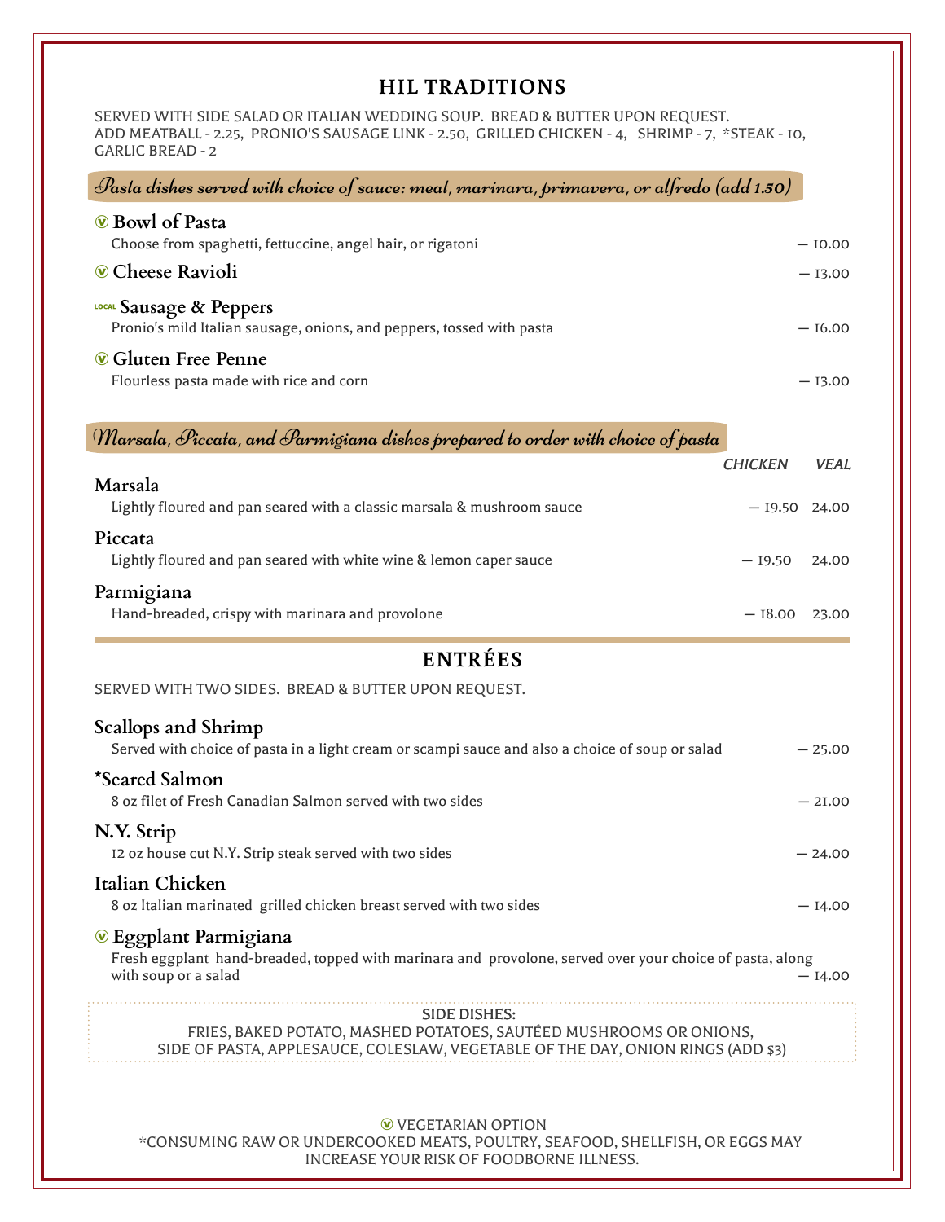## HIL TRADITIONS

SERVED WITH SIDE SALAD OR ITALIAN WEDDING SOUP. BREAD & BUTTER UPON REQUEST.
ADD MEATBALL - 2.25, PRONIO'S SAUSAGE LINK - 2.50, GRILLED CHICKEN - 4, SHRIMP - 7, *STEAK - 10, GARLIC BREAD - 2

*Pasta dishes served with choice of sauce: meat, marinara, primavera, or alfredo (add 1.50)*

**Ⓥ Bowl of Pasta**
Choose from spaghetti, fettuccine, angel hair, or rigatoni — 10.00

**Ⓥ Cheese Ravioli** — 13.00

LOCAL **Sausage & Peppers**
Pronio's mild Italian sausage, onions, and peppers, tossed with pasta — 16.00

**Ⓥ Gluten Free Penne**
Flourless pasta made with rice and corn — 13.00

*Marsala, Piccata, and Parmigiana dishes prepared to order with choice of pasta*

| | CHICKEN | VEAL |
|---|---|---|
| **Marsala**<br>Lightly floured and pan seared with a classic marsala & mushroom sauce | — 19.50 | 24.00 |
| **Piccata**<br>Lightly floured and pan seared with white wine & lemon caper sauce | — 19.50 | 24.00 |
| **Parmigiana**<br>Hand-breaded, crispy with marinara and provolone | — 18.00 | 23.00 |

## ENTRÉES

SERVED WITH TWO SIDES. BREAD & BUTTER UPON REQUEST.

**Scallops and Shrimp**
Served with choice of pasta in a light cream or scampi sauce and also a choice of soup or salad — 25.00

***Seared Salmon**
8 oz filet of Fresh Canadian Salmon served with two sides — 21.00

**N.Y. Strip**
12 oz house cut N.Y. Strip steak served with two sides — 24.00

**Italian Chicken**
8 oz Italian marinated grilled chicken breast served with two sides — 14.00

**Ⓥ Eggplant Parmigiana**
Fresh eggplant hand-breaded, topped with marinara and provolone, served over your choice of pasta, along with soup or a salad — 14.00

SIDE DISHES:
FRIES, BAKED POTATO, MASHED POTATOES, SAUTÉED MUSHROOMS OR ONIONS,
SIDE OF PASTA, APPLESAUCE, COLESLAW, VEGETABLE OF THE DAY, ONION RINGS (ADD $3)

Ⓥ VEGETARIAN OPTION
*CONSUMING RAW OR UNDERCOOKED MEATS, POULTRY, SEAFOOD, SHELLFISH, OR EGGS MAY INCREASE YOUR RISK OF FOODBORNE ILLNESS.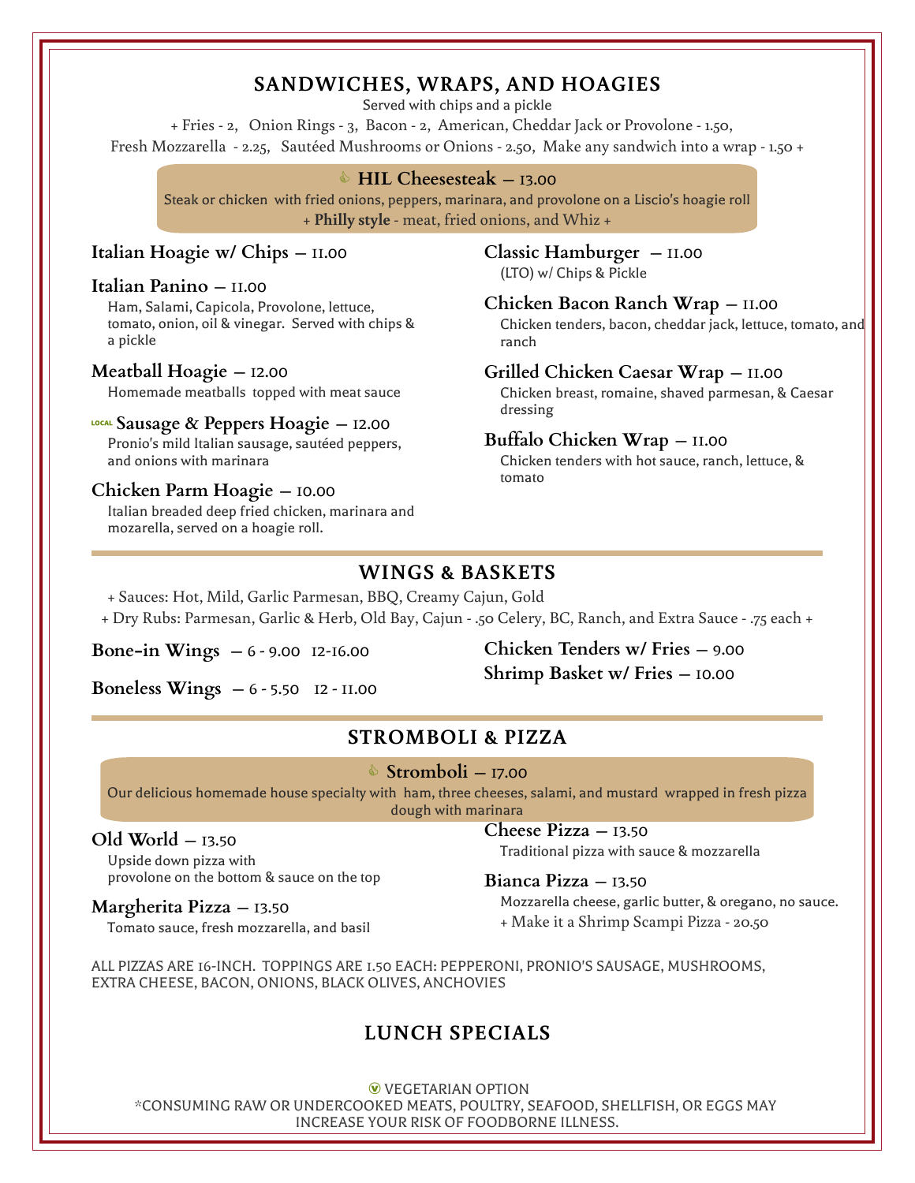## SANDWICHES, WRAPS, AND HOAGIES

Served with chips and a pickle

+ Fries - 2, Onion Rings - 3, Bacon - 2, American, Cheddar Jack or Provolone - 1.50,
Fresh Mozzarella - 2.25, Sautéed Mushrooms or Onions - 2.50, Make any sandwich into a wrap - 1.50 +

### HIL Cheesesteak – 13.00

Steak or chicken with fried onions, peppers, marinara, and provolone on a Liscio's hoagie roll
+ **Philly style** - meat, fried onions, and Whiz +

**Italian Hoagie w/ Chips** – 11.00

**Italian Panino** – 11.00
Ham, Salami, Capicola, Provolone, lettuce, tomato, onion, oil & vinegar. Served with chips & a pickle

**Meatball Hoagie** – 12.00
Homemade meatballs topped with meat sauce

LOCAL **Sausage & Peppers Hoagie** – 12.00
Pronio's mild Italian sausage, sautéed peppers, and onions with marinara

**Chicken Parm Hoagie** – 10.00
Italian breaded deep fried chicken, marinara and mozarella, served on a hoagie roll.

**Classic Hamburger** – 11.00
(LTO) w/ Chips & Pickle

**Chicken Bacon Ranch Wrap** – 11.00
Chicken tenders, bacon, cheddar jack, lettuce, tomato, and ranch

**Grilled Chicken Caesar Wrap** – 11.00
Chicken breast, romaine, shaved parmesan, & Caesar dressing

**Buffalo Chicken Wrap** – 11.00
Chicken tenders with hot sauce, ranch, lettuce, & tomato

## WINGS & BASKETS

+ Sauces: Hot, Mild, Garlic Parmesan, BBQ, Creamy Cajun, Gold
+ Dry Rubs: Parmesan, Garlic & Herb, Old Bay, Cajun - .50 Celery, BC, Ranch, and Extra Sauce - .75 each +

**Bone-in Wings** – 6 - 9.00 12-16.00

**Boneless Wings** – 6 - 5.50 12 - 11.00

**Chicken Tenders w/ Fries** – 9.00

**Shrimp Basket w/ Fries** – 10.00

## STROMBOLI & PIZZA

### Stromboli – 17.00

Our delicious homemade house specialty with ham, three cheeses, salami, and mustard wrapped in fresh pizza dough with marinara

**Old World** – 13.50
Upside down pizza with provolone on the bottom & sauce on the top

**Margherita Pizza** – 13.50
Tomato sauce, fresh mozzarella, and basil

**Cheese Pizza** – 13.50
Traditional pizza with sauce & mozzarella

**Bianca Pizza** – 13.50
Mozzarella cheese, garlic butter, & oregano, no sauce.
+ Make it a Shrimp Scampi Pizza - 20.50

ALL PIZZAS ARE 16-INCH. TOPPINGS ARE 1.50 EACH: PEPPERONI, PRONIO'S SAUSAGE, MUSHROOMS, EXTRA CHEESE, BACON, ONIONS, BLACK OLIVES, ANCHOVIES

## LUNCH SPECIALS

Ⓥ VEGETARIAN OPTION
*CONSUMING RAW OR UNDERCOOKED MEATS, POULTRY, SEAFOOD, SHELLFISH, OR EGGS MAY INCREASE YOUR RISK OF FOODBORNE ILLNESS.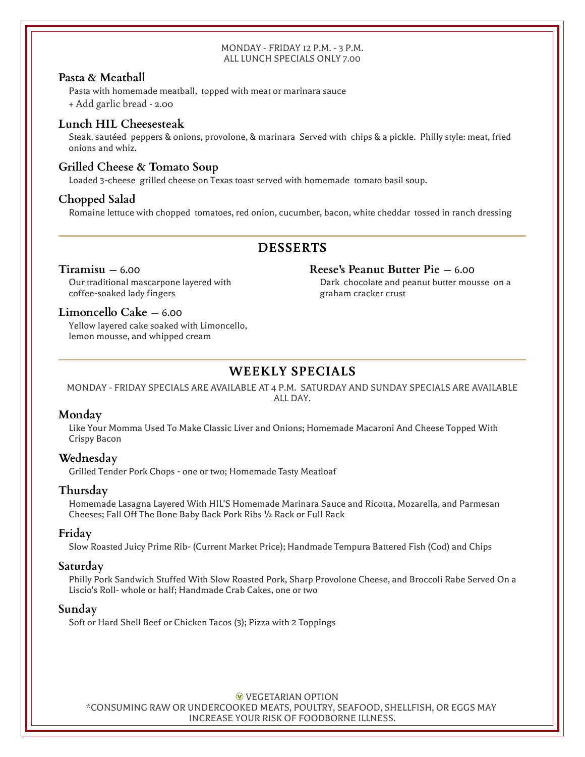MONDAY - FRIDAY 12 P.M. - 3 P.M.
ALL LUNCH SPECIALS ONLY 7.00

### Pasta & Meatball

Pasta with homemade meatball, topped with meat or marinara sauce
+ Add garlic bread - 2.00

### Lunch HIL Cheesesteak

Steak, sautéed peppers & onions, provolone, & marinara Served with chips & a pickle. Philly style: meat, fried onions and whiz.

### Grilled Cheese & Tomato Soup

Loaded 3-cheese grilled cheese on Texas toast served with homemade tomato basil soup.

### Chopped Salad

Romaine lettuce with chopped tomatoes, red onion, cucumber, bacon, white cheddar tossed in ranch dressing

## DESSERTS

### Tiramisu – 6.00

Our traditional mascarpone layered with coffee-soaked lady fingers

### Limoncello Cake – 6.00

Yellow layered cake soaked with Limoncello, lemon mousse, and whipped cream

### Reese's Peanut Butter Pie – 6.00

Dark chocolate and peanut butter mousse on a graham cracker crust

## WEEKLY SPECIALS

MONDAY - FRIDAY SPECIALS ARE AVAILABLE AT 4 P.M. SATURDAY AND SUNDAY SPECIALS ARE AVAILABLE ALL DAY.

### Monday

Like Your Momma Used To Make Classic Liver and Onions; Homemade Macaroni And Cheese Topped With Crispy Bacon

### Wednesday

Grilled Tender Pork Chops - one or two; Homemade Tasty Meatloaf

### Thursday

Homemade Lasagna Layered With HIL'S Homemade Marinara Sauce and Ricotta, Mozarella, and Parmesan Cheeses; Fall Off The Bone Baby Back Pork Ribs ½ Rack or Full Rack

### Friday

Slow Roasted Juicy Prime Rib- (Current Market Price); Handmade Tempura Battered Fish (Cod) and Chips

### Saturday

Philly Pork Sandwich Stuffed With Slow Roasted Pork, Sharp Provolone Cheese, and Broccoli Rabe Served On a Liscio's Roll- whole or half; Handmade Crab Cakes, one or two

### Sunday

Soft or Hard Shell Beef or Chicken Tacos (3); Pizza with 2 Toppings

Ⓥ VEGETARIAN OPTION
*CONSUMING RAW OR UNDERCOOKED MEATS, POULTRY, SEAFOOD, SHELLFISH, OR EGGS MAY INCREASE YOUR RISK OF FOODBORNE ILLNESS.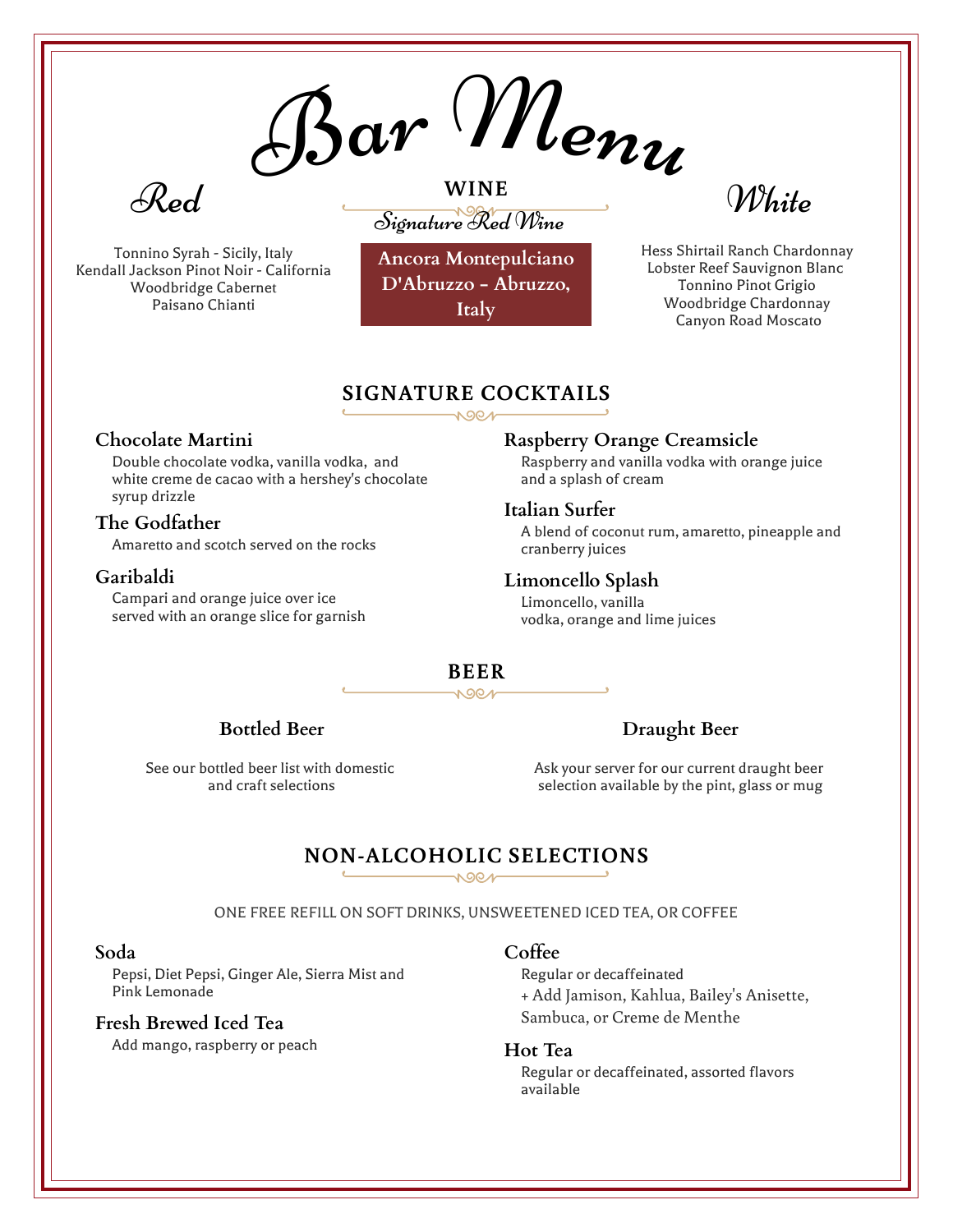# Bar Menu

## WINE

### Red

Tonnino Syrah - Sicily, Italy
Kendall Jackson Pinot Noir - California
Woodbridge Cabernet
Paisano Chianti

### Signature Red Wine

**Ancora Montepulciano D'Abruzzo - Abruzzo, Italy**

### White

Hess Shirtail Ranch Chardonnay
Lobster Reef Sauvignon Blanc
Tonnino Pinot Grigio
Woodbridge Chardonnay
Canyon Road Moscato

## SIGNATURE COCKTAILS

### Chocolate Martini

Double chocolate vodka, vanilla vodka, and white creme de cacao with a hershey's chocolate syrup drizzle

### The Godfather

Amaretto and scotch served on the rocks

### Garibaldi

Campari and orange juice over ice served with an orange slice for garnish

### Raspberry Orange Creamsicle

Raspberry and vanilla vodka with orange juice and a splash of cream

### Italian Surfer

A blend of coconut rum, amaretto, pineapple and cranberry juices

### Limoncello Splash

Limoncello, vanilla vodka, orange and lime juices

## BEER

### Bottled Beer

See our bottled beer list with domestic and craft selections

### Draught Beer

Ask your server for our current draught beer selection available by the pint, glass or mug

## NON-ALCOHOLIC SELECTIONS

ONE FREE REFILL ON SOFT DRINKS, UNSWEETENED ICED TEA, OR COFFEE

### Soda

Pepsi, Diet Pepsi, Ginger Ale, Sierra Mist and Pink Lemonade

### Fresh Brewed Iced Tea

Add mango, raspberry or peach

### Coffee

Regular or decaffeinated
+ Add Jamison, Kahlua, Bailey's Anisette, Sambuca, or Creme de Menthe

### Hot Tea

Regular or decaffeinated, assorted flavors available